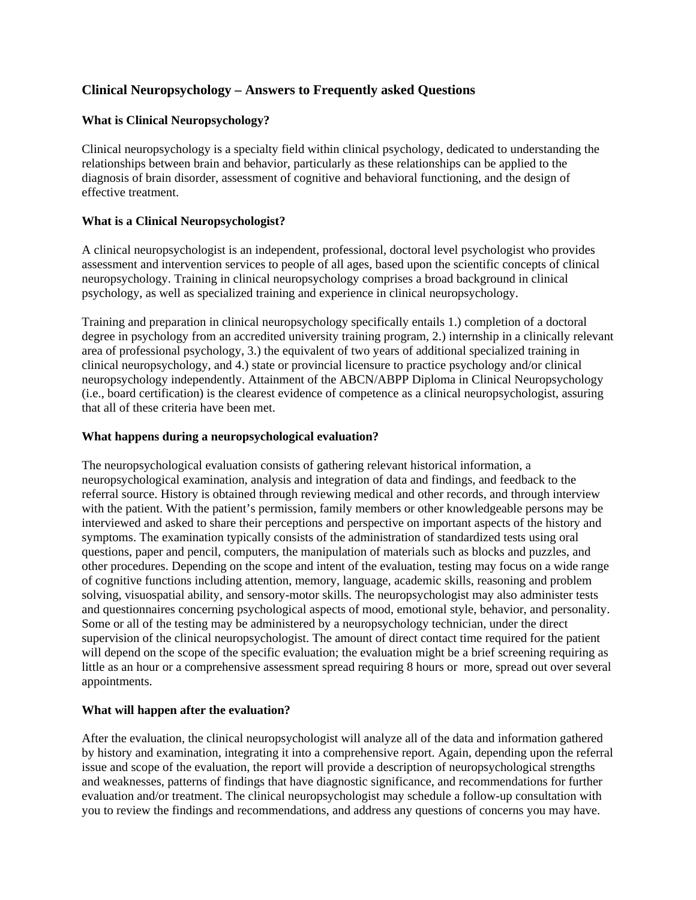# Clinical Neuropsychology – Answers to Frequently asked Questions

## What is Clinical Neuropsychology?

Clinical neuropsychology is a specialty field within clinical psychology, dedicated to understanding the relationships between brain and behavior, particularly as these relationships can be applied to the diagnosis of brain disorder, assessment of cognitive and behavioral functioning, and the design of effective treatment.

## What is a Clinical Neuropsychologist?

A clinical neuropsychologist is an independent, professional, doctoral level psychologist who provides assessment and intervention services to people of all ages, based upon the scientific concepts of clinical neuropsychology. Training in clinical neuropsychology comprises a broad background in clinical psychology, as well as specialized training and experience in clinical neuropsychology.

Training and preparation in clinical neuropsychology specifically entails 1.) completion of a doctoral degree in psychology from an accredited university training program, 2.) internship in a clinically relevant area of professional psychology, 3.) the equivalent of two years of additional specialized training in clinical neuropsychology, and 4.) state or provincial licensure to practice psychology and/or clinical neuropsychology independently. Attainment of the ABCN/ABPP Diploma in Clinical Neuropsychology (i.e., board certification) is the clearest evidence of competence as a clinical neuropsychologist, assuring that all of these criteria have been met.

## What happens during a neuropsychological evaluation?

The neuropsychological evaluation consists of gathering relevant historical information, a neuropsychological examination, analysis and integration of data and findings, and feedback to the referral source. History is obtained through reviewing medical and other records, and through interview with the patient. With the patient's permission, family members or other knowledgeable persons may be interviewed and asked to share their perceptions and perspective on important aspects of the history and symptoms. The examination typically consists of the administration of standardized tests using oral questions, paper and pencil, computers, the manipulation of materials such as blocks and puzzles, and other procedures. Depending on the scope and intent of the evaluation, testing may focus on a wide range of cognitive functions including attention, memory, language, academic skills, reasoning and problem solving, visuospatial ability, and sensory-motor skills. The neuropsychologist may also administer tests and questionnaires concerning psychological aspects of mood, emotional style, behavior, and personality. Some or all of the testing may be administered by a neuropsychology technician, under the direct supervision of the clinical neuropsychologist. The amount of direct contact time required for the patient will depend on the scope of the specific evaluation; the evaluation might be a brief screening requiring as little as an hour or a comprehensive assessment spread requiring 8 hours or more, spread out over several appointments.

## What will happen after the evaluation?

After the evaluation, the clinical neuropsychologist will analyze all of the data and information gathered by history and examination, integrating it into a comprehensive report. Again, depending upon the referral issue and scope of the evaluation, the report will provide a description of neuropsychological strengths and weaknesses, patterns of findings that have diagnostic significance, and recommendations for further evaluation and/or treatment. The clinical neuropsychologist may schedule a follow-up consultation with you to review the findings and recommendations, and address any questions of concerns you may have.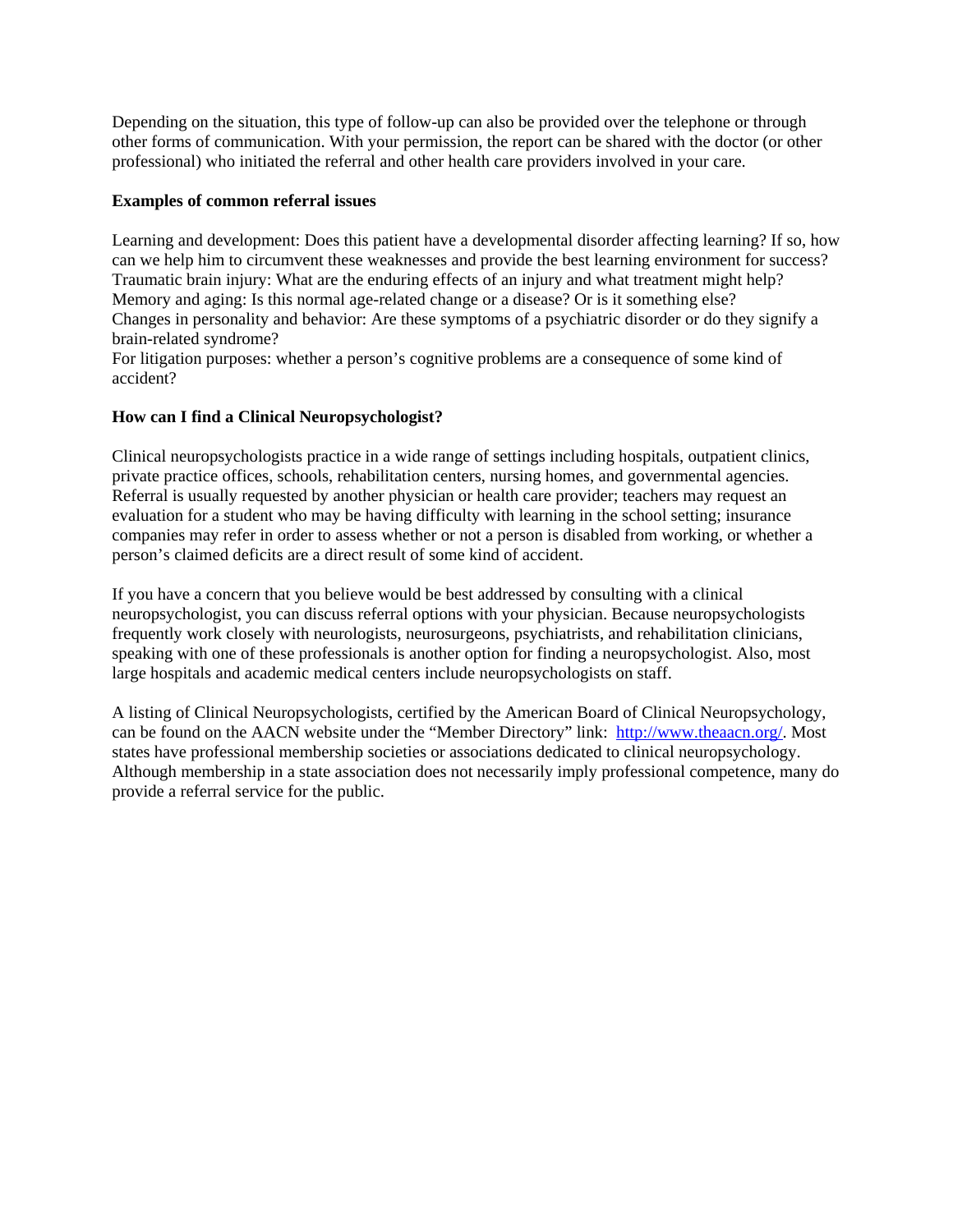Depending on the situation, this type of follow-up can also be provided over the telephone or through other forms of communication. With your permission, the report can be shared with the doctor (or other professional) who initiated the referral and other health care providers involved in your care.

**Examples of common referral issues**

Learning and development: Does this patient have a developmental disorder affecting learning? If so, how can we help him to circumvent these weaknesses and provide the best learning environment for success?
Traumatic brain injury: What are the enduring effects of an injury and what treatment might help?
Memory and aging: Is this normal age-related change or a disease? Or is it something else?
Changes in personality and behavior: Are these symptoms of a psychiatric disorder or do they signify a brain-related syndrome?
For litigation purposes: whether a person's cognitive problems are a consequence of some kind of accident?

**How can I find a Clinical Neuropsychologist?**

Clinical neuropsychologists practice in a wide range of settings including hospitals, outpatient clinics, private practice offices, schools, rehabilitation centers, nursing homes, and governmental agencies. Referral is usually requested by another physician or health care provider; teachers may request an evaluation for a student who may be having difficulty with learning in the school setting; insurance companies may refer in order to assess whether or not a person is disabled from working, or whether a person's claimed deficits are a direct result of some kind of accident.

If you have a concern that you believe would be best addressed by consulting with a clinical neuropsychologist, you can discuss referral options with your physician. Because neuropsychologists frequently work closely with neurologists, neurosurgeons, psychiatrists, and rehabilitation clinicians, speaking with one of these professionals is another option for finding a neuropsychologist. Also, most large hospitals and academic medical centers include neuropsychologists on staff.

A listing of Clinical Neuropsychologists, certified by the American Board of Clinical Neuropsychology, can be found on the AACN website under the "Member Directory" link: [http://www.theaacn.org/](http://www.theaacn.org/). Most states have professional membership societies or associations dedicated to clinical neuropsychology. Although membership in a state association does not necessarily imply professional competence, many do provide a referral service for the public.